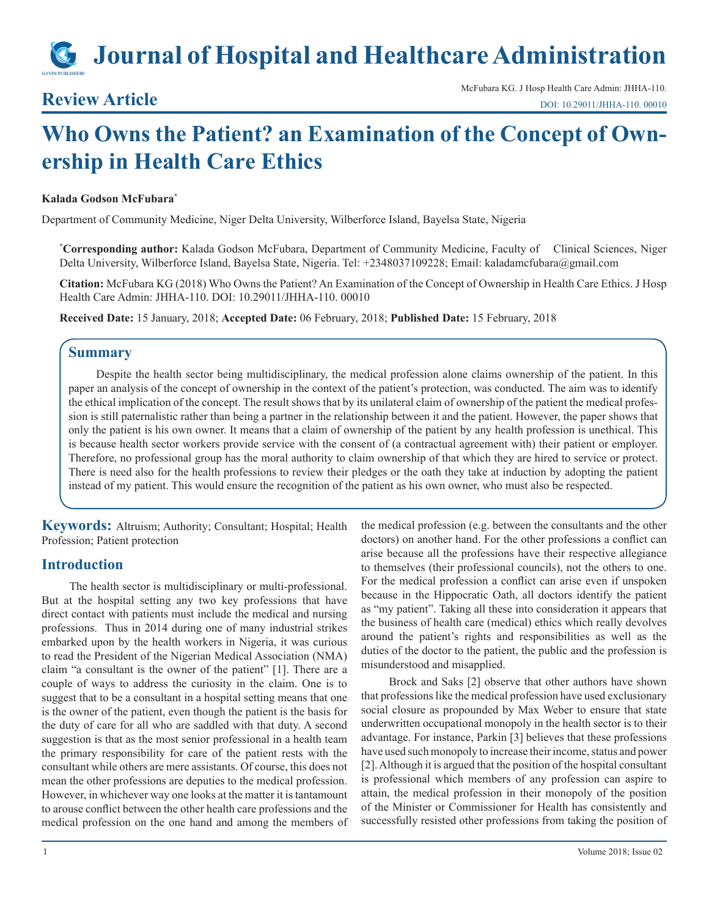# Journal of Hospital and Healthcare Administration

## Review Article

McFubara KG. J Hosp Health Care Admin: JHHA-110.
DOI: 10.29011/JHHA-110. 00010

# Who Owns the Patient? an Examination of the Concept of Ownership in Health Care Ethics

**Kalada Godson McFubara***

Department of Community Medicine, Niger Delta University, Wilberforce Island, Bayelsa State, Nigeria

***Corresponding author:** Kalada Godson McFubara, Department of Community Medicine, Faculty of Clinical Sciences, Niger Delta University, Wilberforce Island, Bayelsa State, Nigeria. Tel: +2348037109228; Email: kaladamcfubara@gmail.com

**Citation:** McFubara KG (2018) Who Owns the Patient? An Examination of the Concept of Ownership in Health Care Ethics. J Hosp Health Care Admin: JHHA-110. DOI: 10.29011/JHHA-110. 00010

**Received Date:** 15 January, 2018; **Accepted Date:** 06 February, 2018; **Published Date:** 15 February, 2018

## Summary

Despite the health sector being multidisciplinary, the medical profession alone claims ownership of the patient. In this paper an analysis of the concept of ownership in the context of the patient's protection, was conducted. The aim was to identify the ethical implication of the concept. The result shows that by its unilateral claim of ownership of the patient the medical profession is still paternalistic rather than being a partner in the relationship between it and the patient. However, the paper shows that only the patient is his own owner. It means that a claim of ownership of the patient by any health profession is unethical. This is because health sector workers provide service with the consent of (a contractual agreement with) their patient or employer. Therefore, no professional group has the moral authority to claim ownership of that which they are hired to service or protect. There is need also for the health professions to review their pledges or the oath they take at induction by adopting the patient instead of my patient. This would ensure the recognition of the patient as his own owner, who must also be respected.

**Keywords:** Altruism; Authority; Consultant; Hospital; Health Profession; Patient protection

## Introduction

The health sector is multidisciplinary or multi-professional. But at the hospital setting any two key professions that have direct contact with patients must include the medical and nursing professions. Thus in 2014 during one of many industrial strikes embarked upon by the health workers in Nigeria, it was curious to read the President of the Nigerian Medical Association (NMA) claim "a consultant is the owner of the patient" [1]. There are a couple of ways to address the curiosity in the claim. One is to suggest that to be a consultant in a hospital setting means that one is the owner of the patient, even though the patient is the basis for the duty of care for all who are saddled with that duty. A second suggestion is that as the most senior professional in a health team the primary responsibility for care of the patient rests with the consultant while others are mere assistants. Of course, this does not mean the other professions are deputies to the medical profession. However, in whichever way one looks at the matter it is tantamount to arouse conflict between the other health care professions and the medical profession on the one hand and among the members of the medical profession (e.g. between the consultants and the other doctors) on another hand. For the other professions a conflict can arise because all the professions have their respective allegiance to themselves (their professional councils), not the others to one. For the medical profession a conflict can arise even if unspoken because in the Hippocratic Oath, all doctors identify the patient as "my patient". Taking all these into consideration it appears that the business of health care (medical) ethics which really devolves around the patient's rights and responsibilities as well as the duties of the doctor to the patient, the public and the profession is misunderstood and misapplied.

Brock and Saks [2] observe that other authors have shown that professions like the medical profession have used exclusionary social closure as propounded by Max Weber to ensure that state underwritten occupational monopoly in the health sector is to their advantage. For instance, Parkin [3] believes that these professions have used such monopoly to increase their income, status and power [2]. Although it is argued that the position of the hospital consultant is professional which members of any profession can aspire to attain, the medical profession in their monopoly of the position of the Minister or Commissioner for Health has consistently and successfully resisted other professions from taking the position of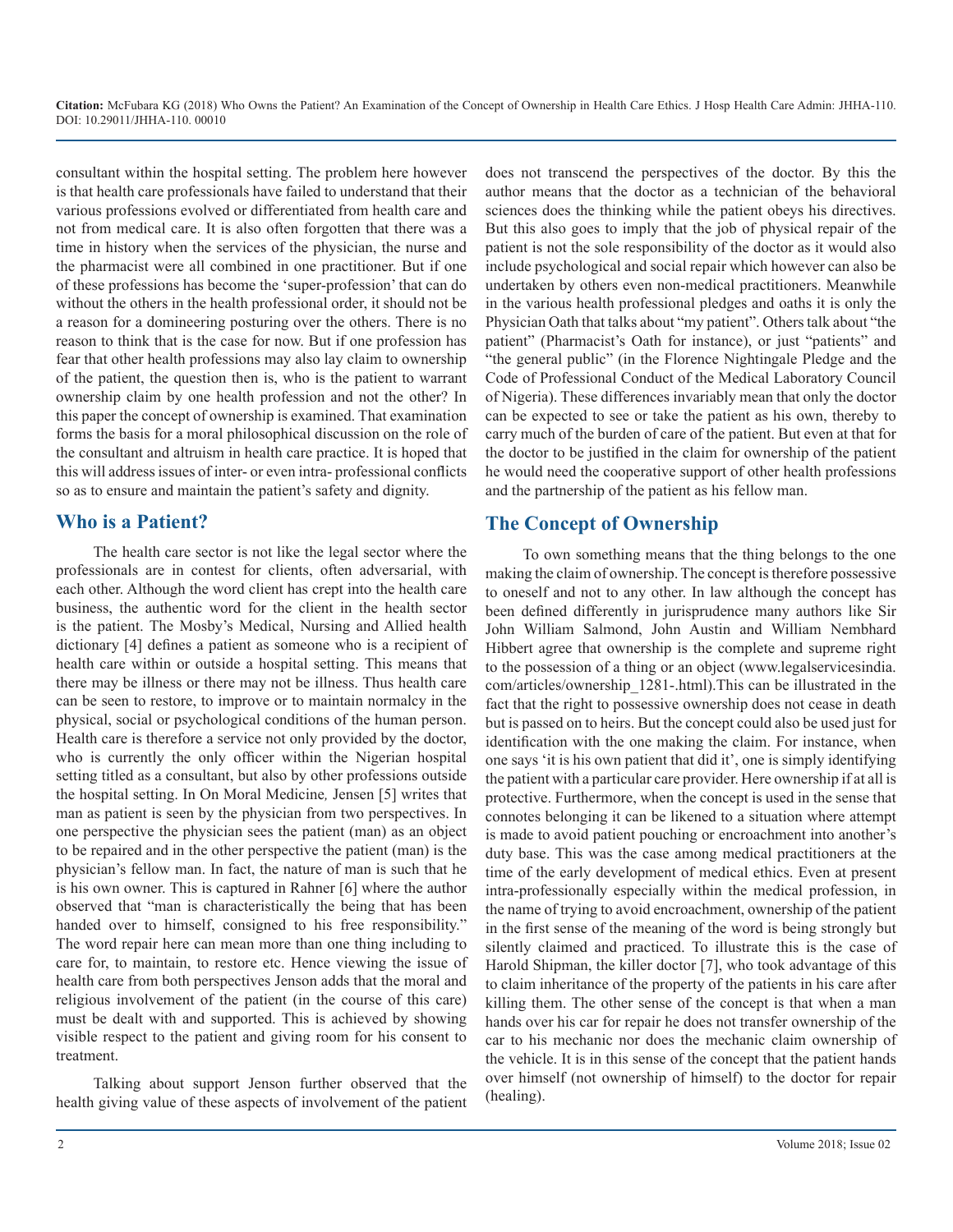consultant within the hospital setting. The problem here however is that health care professionals have failed to understand that their various professions evolved or differentiated from health care and not from medical care. It is also often forgotten that there was a time in history when the services of the physician, the nurse and the pharmacist were all combined in one practitioner. But if one of these professions has become the 'super-profession' that can do without the others in the health professional order, it should not be a reason for a domineering posturing over the others. There is no reason to think that is the case for now. But if one profession has fear that other health professions may also lay claim to ownership of the patient, the question then is, who is the patient to warrant ownership claim by one health profession and not the other? In this paper the concept of ownership is examined. That examination forms the basis for a moral philosophical discussion on the role of the consultant and altruism in health care practice. It is hoped that this will address issues of inter- or even intra- professional conflicts so as to ensure and maintain the patient's safety and dignity.

## Who is a Patient?

The health care sector is not like the legal sector where the professionals are in contest for clients, often adversarial, with each other. Although the word client has crept into the health care business, the authentic word for the client in the health sector is the patient. The Mosby's Medical, Nursing and Allied health dictionary [4] defines a patient as someone who is a recipient of health care within or outside a hospital setting. This means that there may be illness or there may not be illness. Thus health care can be seen to restore, to improve or to maintain normalcy in the physical, social or psychological conditions of the human person. Health care is therefore a service not only provided by the doctor, who is currently the only officer within the Nigerian hospital setting titled as a consultant, but also by other professions outside the hospital setting. In *On Moral Medicine*, Jensen [5] writes that man as patient is seen by the physician from two perspectives. In one perspective the physician sees the patient (man) as an object to be repaired and in the other perspective the patient (man) is the physician's fellow man. In fact, the nature of man is such that he is his own owner. This is captured in Rahner [6] where the author observed that "man is characteristically the being that has been handed over to himself, consigned to his free responsibility." The word repair here can mean more than one thing including to care for, to maintain, to restore etc. Hence viewing the issue of health care from both perspectives Jenson adds that the moral and religious involvement of the patient (in the course of this care) must be dealt with and supported. This is achieved by showing visible respect to the patient and giving room for his consent to treatment.

Talking about support Jenson further observed that the health giving value of these aspects of involvement of the patient does not transcend the perspectives of the doctor. By this the author means that the doctor as a technician of the behavioral sciences does the thinking while the patient obeys his directives. But this also goes to imply that the job of physical repair of the patient is not the sole responsibility of the doctor as it would also include psychological and social repair which however can also be undertaken by others even non-medical practitioners. Meanwhile in the various health professional pledges and oaths it is only the Physician Oath that talks about "my patient". Others talk about "the patient" (Pharmacist's Oath for instance), or just "patients" and "the general public" (in the Florence Nightingale Pledge and the Code of Professional Conduct of the Medical Laboratory Council of Nigeria). These differences invariably mean that only the doctor can be expected to see or take the patient as his own, thereby to carry much of the burden of care of the patient. But even at that for the doctor to be justified in the claim for ownership of the patient he would need the cooperative support of other health professions and the partnership of the patient as his fellow man.

## The Concept of Ownership

To own something means that the thing belongs to the one making the claim of ownership. The concept is therefore possessive to oneself and not to any other. In law although the concept has been defined differently in jurisprudence many authors like Sir John William Salmond, John Austin and William Nembhard Hibbert agree that ownership is the complete and supreme right to the possession of a thing or an object (www.legalservicesindia.com/articles/ownership_1281-.html).This can be illustrated in the fact that the right to possessive ownership does not cease in death but is passed on to heirs. But the concept could also be used just for identification with the one making the claim. For instance, when one says 'it is his own patient that did it', one is simply identifying the patient with a particular care provider. Here ownership if at all is protective. Furthermore, when the concept is used in the sense that connotes belonging it can be likened to a situation where attempt is made to avoid patient pouching or encroachment into another's duty base. This was the case among medical practitioners at the time of the early development of medical ethics. Even at present intra-professionally especially within the medical profession, in the name of trying to avoid encroachment, ownership of the patient in the first sense of the meaning of the word is being strongly but silently claimed and practiced. To illustrate this is the case of Harold Shipman, the killer doctor [7], who took advantage of this to claim inheritance of the property of the patients in his care after killing them. The other sense of the concept is that when a man hands over his car for repair he does not transfer ownership of the car to his mechanic nor does the mechanic claim ownership of the vehicle. It is in this sense of the concept that the patient hands over himself (not ownership of himself) to the doctor for repair (healing).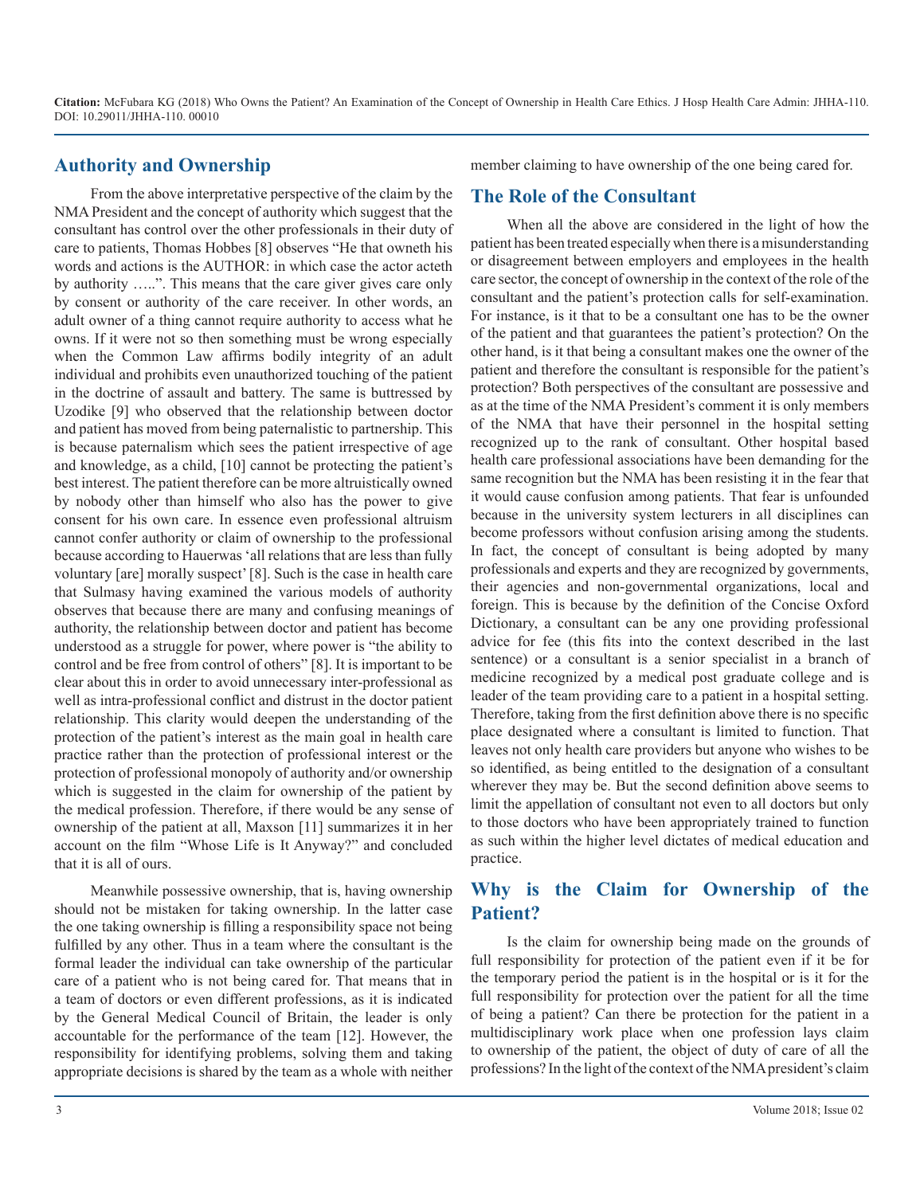## Authority and Ownership

From the above interpretative perspective of the claim by the NMA President and the concept of authority which suggest that the consultant has control over the other professionals in their duty of care to patients, Thomas Hobbes [8] observes "He that owneth his words and actions is the AUTHOR: in which case the actor acteth by authority …..". This means that the care giver gives care only by consent or authority of the care receiver. In other words, an adult owner of a thing cannot require authority to access what he owns. If it were not so then something must be wrong especially when the Common Law affirms bodily integrity of an adult individual and prohibits even unauthorized touching of the patient in the doctrine of assault and battery. The same is buttressed by Uzodike [9] who observed that the relationship between doctor and patient has moved from being paternalistic to partnership. This is because paternalism which sees the patient irrespective of age and knowledge, as a child, [10] cannot be protecting the patient's best interest. The patient therefore can be more altruistically owned by nobody other than himself who also has the power to give consent for his own care. In essence even professional altruism cannot confer authority or claim of ownership to the professional because according to Hauerwas 'all relations that are less than fully voluntary [are] morally suspect' [8]. Such is the case in health care that Sulmasy having examined the various models of authority observes that because there are many and confusing meanings of authority, the relationship between doctor and patient has become understood as a struggle for power, where power is "the ability to control and be free from control of others" [8]. It is important to be clear about this in order to avoid unnecessary inter-professional as well as intra-professional conflict and distrust in the doctor patient relationship. This clarity would deepen the understanding of the protection of the patient's interest as the main goal in health care practice rather than the protection of professional interest or the protection of professional monopoly of authority and/or ownership which is suggested in the claim for ownership of the patient by the medical profession. Therefore, if there would be any sense of ownership of the patient at all, Maxson [11] summarizes it in her account on the film "Whose Life is It Anyway?" and concluded that it is all of ours.

Meanwhile possessive ownership, that is, having ownership should not be mistaken for taking ownership. In the latter case the one taking ownership is filling a responsibility space not being fulfilled by any other. Thus in a team where the consultant is the formal leader the individual can take ownership of the particular care of a patient who is not being cared for. That means that in a team of doctors or even different professions, as it is indicated by the General Medical Council of Britain, the leader is only accountable for the performance of the team [12]. However, the responsibility for identifying problems, solving them and taking appropriate decisions is shared by the team as a whole with neither member claiming to have ownership of the one being cared for.

## The Role of the Consultant

When all the above are considered in the light of how the patient has been treated especially when there is a misunderstanding or disagreement between employers and employees in the health care sector, the concept of ownership in the context of the role of the consultant and the patient's protection calls for self-examination. For instance, is it that to be a consultant one has to be the owner of the patient and that guarantees the patient's protection? On the other hand, is it that being a consultant makes one the owner of the patient and therefore the consultant is responsible for the patient's protection? Both perspectives of the consultant are possessive and as at the time of the NMA President's comment it is only members of the NMA that have their personnel in the hospital setting recognized up to the rank of consultant. Other hospital based health care professional associations have been demanding for the same recognition but the NMA has been resisting it in the fear that it would cause confusion among patients. That fear is unfounded because in the university system lecturers in all disciplines can become professors without confusion arising among the students. In fact, the concept of consultant is being adopted by many professionals and experts and they are recognized by governments, their agencies and non-governmental organizations, local and foreign. This is because by the definition of the Concise Oxford Dictionary, a consultant can be any one providing professional advice for fee (this fits into the context described in the last sentence) or a consultant is a senior specialist in a branch of medicine recognized by a medical post graduate college and is leader of the team providing care to a patient in a hospital setting. Therefore, taking from the first definition above there is no specific place designated where a consultant is limited to function. That leaves not only health care providers but anyone who wishes to be so identified, as being entitled to the designation of a consultant wherever they may be. But the second definition above seems to limit the appellation of consultant not even to all doctors but only to those doctors who have been appropriately trained to function as such within the higher level dictates of medical education and practice.

## Why is the Claim for Ownership of the Patient?

Is the claim for ownership being made on the grounds of full responsibility for protection of the patient even if it be for the temporary period the patient is in the hospital or is it for the full responsibility for protection over the patient for all the time of being a patient? Can there be protection for the patient in a multidisciplinary work place when one profession lays claim to ownership of the patient, the object of duty of care of all the professions? In the light of the context of the NMA president's claim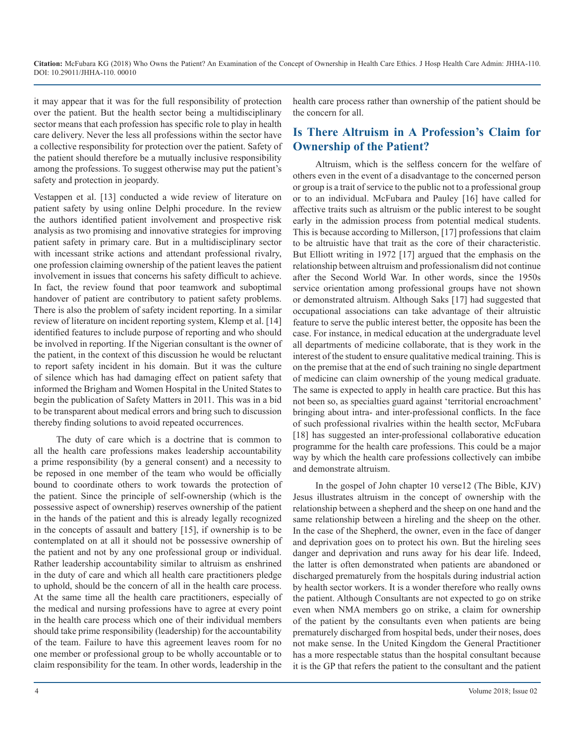it may appear that it was for the full responsibility of protection over the patient. But the health sector being a multidisciplinary sector means that each profession has specific role to play in health care delivery. Never the less all professions within the sector have a collective responsibility for protection over the patient. Safety of the patient should therefore be a mutually inclusive responsibility among the professions. To suggest otherwise may put the patient's safety and protection in jeopardy.

Vestappen et al. [13] conducted a wide review of literature on patient safety by using online Delphi procedure. In the review the authors identified patient involvement and prospective risk analysis as two promising and innovative strategies for improving patient safety in primary care. But in a multidisciplinary sector with incessant strike actions and attendant professional rivalry, one profession claiming ownership of the patient leaves the patient involvement in issues that concerns his safety difficult to achieve. In fact, the review found that poor teamwork and suboptimal handover of patient are contributory to patient safety problems. There is also the problem of safety incident reporting. In a similar review of literature on incident reporting system, Klemp et al. [14] identified features to include purpose of reporting and who should be involved in reporting. If the Nigerian consultant is the owner of the patient, in the context of this discussion he would be reluctant to report safety incident in his domain. But it was the culture of silence which has had damaging effect on patient safety that informed the Brigham and Women Hospital in the United States to begin the publication of Safety Matters in 2011. This was in a bid to be transparent about medical errors and bring such to discussion thereby finding solutions to avoid repeated occurrences.

The duty of care which is a doctrine that is common to all the health care professions makes leadership accountability a prime responsibility (by a general consent) and a necessity to be reposed in one member of the team who would be officially bound to coordinate others to work towards the protection of the patient. Since the principle of self-ownership (which is the possessive aspect of ownership) reserves ownership of the patient in the hands of the patient and this is already legally recognized in the concepts of assault and battery [15], if ownership is to be contemplated on at all it should not be possessive ownership of the patient and not by any one professional group or individual. Rather leadership accountability similar to altruism as enshrined in the duty of care and which all health care practitioners pledge to uphold, should be the concern of all in the health care process. At the same time all the health care practitioners, especially of the medical and nursing professions have to agree at every point in the health care process which one of their individual members should take prime responsibility (leadership) for the accountability of the team. Failure to have this agreement leaves room for no one member or professional group to be wholly accountable or to claim responsibility for the team. In other words, leadership in the health care process rather than ownership of the patient should be the concern for all.

## Is There Altruism in A Profession's Claim for Ownership of the Patient?

Altruism, which is the selfless concern for the welfare of others even in the event of a disadvantage to the concerned person or group is a trait of service to the public not to a professional group or to an individual. McFubara and Pauley [16] have called for affective traits such as altruism or the public interest to be sought early in the admission process from potential medical students. This is because according to Millerson, [17] professions that claim to be altruistic have that trait as the core of their characteristic. But Elliott writing in 1972 [17] argued that the emphasis on the relationship between altruism and professionalism did not continue after the Second World War. In other words, since the 1950s service orientation among professional groups have not shown or demonstrated altruism. Although Saks [17] had suggested that occupational associations can take advantage of their altruistic feature to serve the public interest better, the opposite has been the case. For instance, in medical education at the undergraduate level all departments of medicine collaborate, that is they work in the interest of the student to ensure qualitative medical training. This is on the premise that at the end of such training no single department of medicine can claim ownership of the young medical graduate. The same is expected to apply in health care practice. But this has not been so, as specialties guard against 'territorial encroachment' bringing about intra- and inter-professional conflicts. In the face of such professional rivalries within the health sector, McFubara [18] has suggested an inter-professional collaborative education programme for the health care professions. This could be a major way by which the health care professions collectively can imbibe and demonstrate altruism.

In the gospel of John chapter 10 verse12 (The Bible, KJV) Jesus illustrates altruism in the concept of ownership with the relationship between a shepherd and the sheep on one hand and the same relationship between a hireling and the sheep on the other. In the case of the Shepherd, the owner, even in the face of danger and deprivation goes on to protect his own. But the hireling sees danger and deprivation and runs away for his dear life. Indeed, the latter is often demonstrated when patients are abandoned or discharged prematurely from the hospitals during industrial action by health sector workers. It is a wonder therefore who really owns the patient. Although Consultants are not expected to go on strike even when NMA members go on strike, a claim for ownership of the patient by the consultants even when patients are being prematurely discharged from hospital beds, under their noses, does not make sense. In the United Kingdom the General Practitioner has a more respectable status than the hospital consultant because it is the GP that refers the patient to the consultant and the patient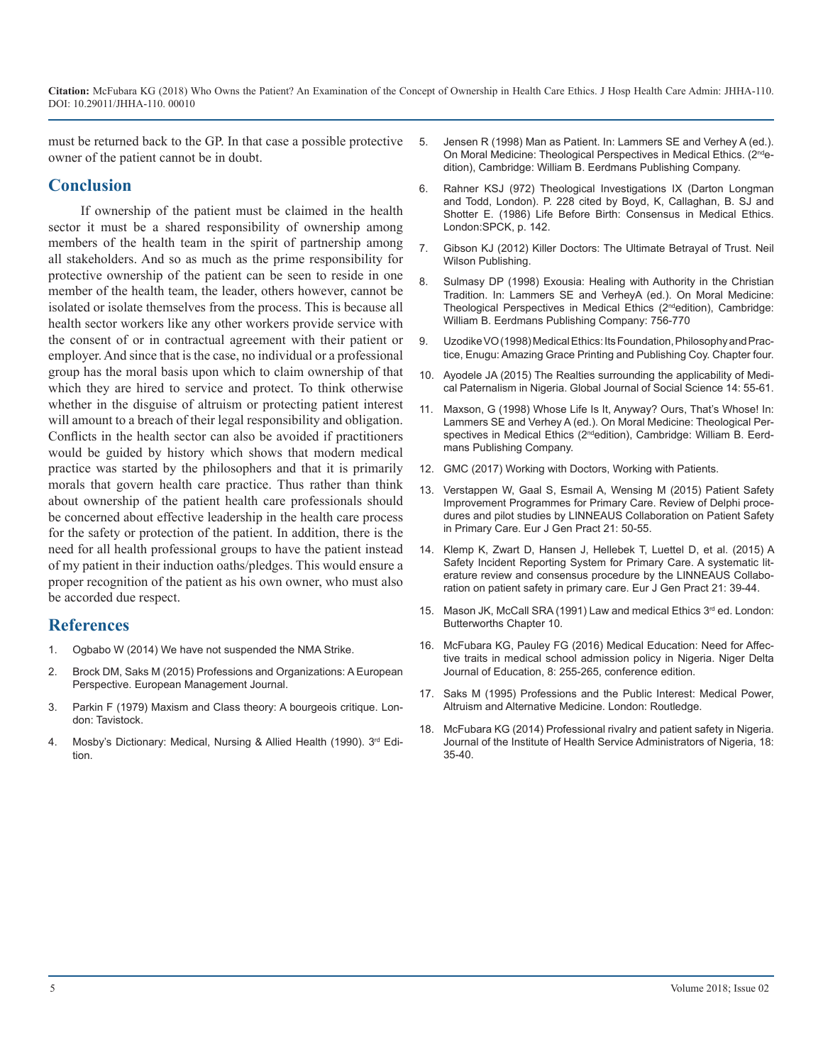must be returned back to the GP. In that case a possible protective owner of the patient cannot be in doubt.

## Conclusion

If ownership of the patient must be claimed in the health sector it must be a shared responsibility of ownership among members of the health team in the spirit of partnership among all stakeholders. And so as much as the prime responsibility for protective ownership of the patient can be seen to reside in one member of the health team, the leader, others however, cannot be isolated or isolate themselves from the process. This is because all health sector workers like any other workers provide service with the consent of or in contractual agreement with their patient or employer. And since that is the case, no individual or a professional group has the moral basis upon which to claim ownership of that which they are hired to service and protect. To think otherwise whether in the disguise of altruism or protecting patient interest will amount to a breach of their legal responsibility and obligation. Conflicts in the health sector can also be avoided if practitioners would be guided by history which shows that modern medical practice was started by the philosophers and that it is primarily morals that govern health care practice. Thus rather than think about ownership of the patient health care professionals should be concerned about effective leadership in the health care process for the safety or protection of the patient. In addition, there is the need for all health professional groups to have the patient instead of my patient in their induction oaths/pledges. This would ensure a proper recognition of the patient as his own owner, who must also be accorded due respect.

## References

1. Ogbabo W (2014) We have not suspended the NMA Strike.
2. Brock DM, Saks M (2015) Professions and Organizations: A European Perspective. European Management Journal.
3. Parkin F (1979) Maxism and Class theory: A bourgeois critique. London: Tavistock.
4. Mosby's Dictionary: Medical, Nursing & Allied Health (1990). 3rd Edition.
5. Jensen R (1998) Man as Patient. In: Lammers SE and Verhey A (ed.). On Moral Medicine: Theological Perspectives in Medical Ethics. (2nd edition), Cambridge: William B. Eerdmans Publishing Company.
6. Rahner KSJ (972) Theological Investigations IX (Darton Longman and Todd, London). P. 228 cited by Boyd, K, Callaghan, B. SJ and Shotter E. (1986) Life Before Birth: Consensus in Medical Ethics. London:SPCK, p. 142.
7. Gibson KJ (2012) Killer Doctors: The Ultimate Betrayal of Trust. Neil Wilson Publishing.
8. Sulmasy DP (1998) Exousia: Healing with Authority in the Christian Tradition. In: Lammers SE and VerheyA (ed.). On Moral Medicine: Theological Perspectives in Medical Ethics (2nd edition), Cambridge: William B. Eerdmans Publishing Company: 756-770
9. Uzodike VO (1998) Medical Ethics: Its Foundation, Philosophy and Practice, Enugu: Amazing Grace Printing and Publishing Coy. Chapter four.
10. Ayodele JA (2015) The Realties surrounding the applicability of Medical Paternalism in Nigeria. Global Journal of Social Science 14: 55-61.
11. Maxson, G (1998) Whose Life Is It, Anyway? Ours, That's Whose! In: Lammers SE and Verhey A (ed.). On Moral Medicine: Theological Perspectives in Medical Ethics (2nd edition), Cambridge: William B. Eerdmans Publishing Company.
12. GMC (2017) Working with Doctors, Working with Patients.
13. Verstappen W, Gaal S, Esmail A, Wensing M (2015) Patient Safety Improvement Programmes for Primary Care. Review of Delphi procedures and pilot studies by LINNEAUS Collaboration on Patient Safety in Primary Care. Eur J Gen Pract 21: 50-55.
14. Klemp K, Zwart D, Hansen J, Hellebek T, Luettel D, et al. (2015) A Safety Incident Reporting System for Primary Care. A systematic literature review and consensus procedure by the LINNEAUS Collaboration on patient safety in primary care. Eur J Gen Pract 21: 39-44.
15. Mason JK, McCall SRA (1991) Law and medical Ethics 3rd ed. London: Butterworths Chapter 10.
16. McFubara KG, Pauley FG (2016) Medical Education: Need for Affective traits in medical school admission policy in Nigeria. Niger Delta Journal of Education, 8: 255-265, conference edition.
17. Saks M (1995) Professions and the Public Interest: Medical Power, Altruism and Alternative Medicine. London: Routledge.
18. McFubara KG (2014) Professional rivalry and patient safety in Nigeria. Journal of the Institute of Health Service Administrators of Nigeria, 18: 35-40.